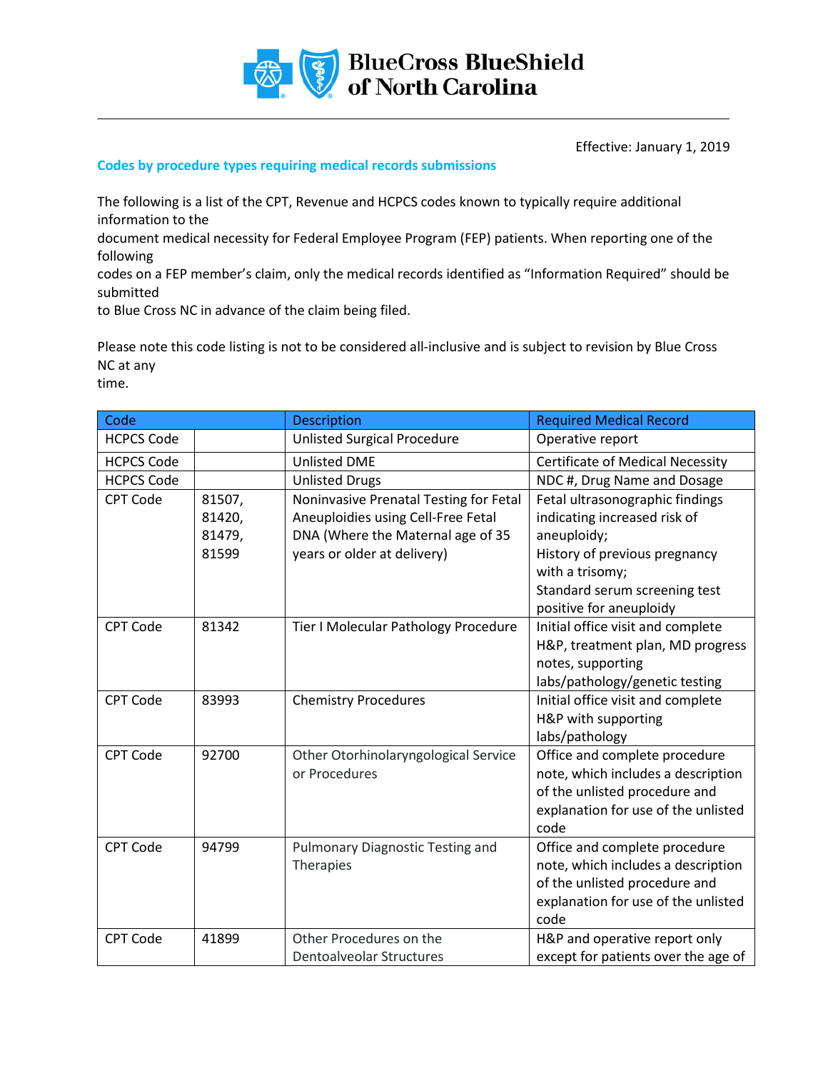BlueCross BlueShield of North Carolina

Effective: January 1, 2019

## Codes by procedure types requiring medical records submissions

The following is a list of the CPT, Revenue and HCPCS codes known to typically require additional information to the document medical necessity for Federal Employee Program (FEP) patients. When reporting one of the following codes on a FEP member's claim, only the medical records identified as "Information Required" should be submitted to Blue Cross NC in advance of the claim being filed.

Please note this code listing is not to be considered all-inclusive and is subject to revision by Blue Cross NC at any time.

| Code | | Description | Required Medical Record |
|---|---|---|---|
| HCPCS Code | | Unlisted Surgical Procedure | Operative report |
| HCPCS Code | | Unlisted DME | Certificate of Medical Necessity |
| HCPCS Code | | Unlisted Drugs | NDC #, Drug Name and Dosage |
| CPT Code | 81507, 81420, 81479, 81599 | Noninvasive Prenatal Testing for Fetal Aneuploidies using Cell-Free Fetal DNA (Where the Maternal age of 35 years or older at delivery) | Fetal ultrasonographic findings indicating increased risk of aneuploidy; History of previous pregnancy with a trisomy; Standard serum screening test positive for aneuploidy |
| CPT Code | 81342 | Tier I Molecular Pathology Procedure | Initial office visit and complete H&P, treatment plan, MD progress notes, supporting labs/pathology/genetic testing |
| CPT Code | 83993 | Chemistry Procedures | Initial office visit and complete H&P with supporting labs/pathology |
| CPT Code | 92700 | Other Otorhinolaryngological Service or Procedures | Office and complete procedure note, which includes a description of the unlisted procedure and explanation for use of the unlisted code |
| CPT Code | 94799 | Pulmonary Diagnostic Testing and Therapies | Office and complete procedure note, which includes a description of the unlisted procedure and explanation for use of the unlisted code |
| CPT Code | 41899 | Other Procedures on the Dentoalveolar Structures | H&P and operative report only except for patients over the age of |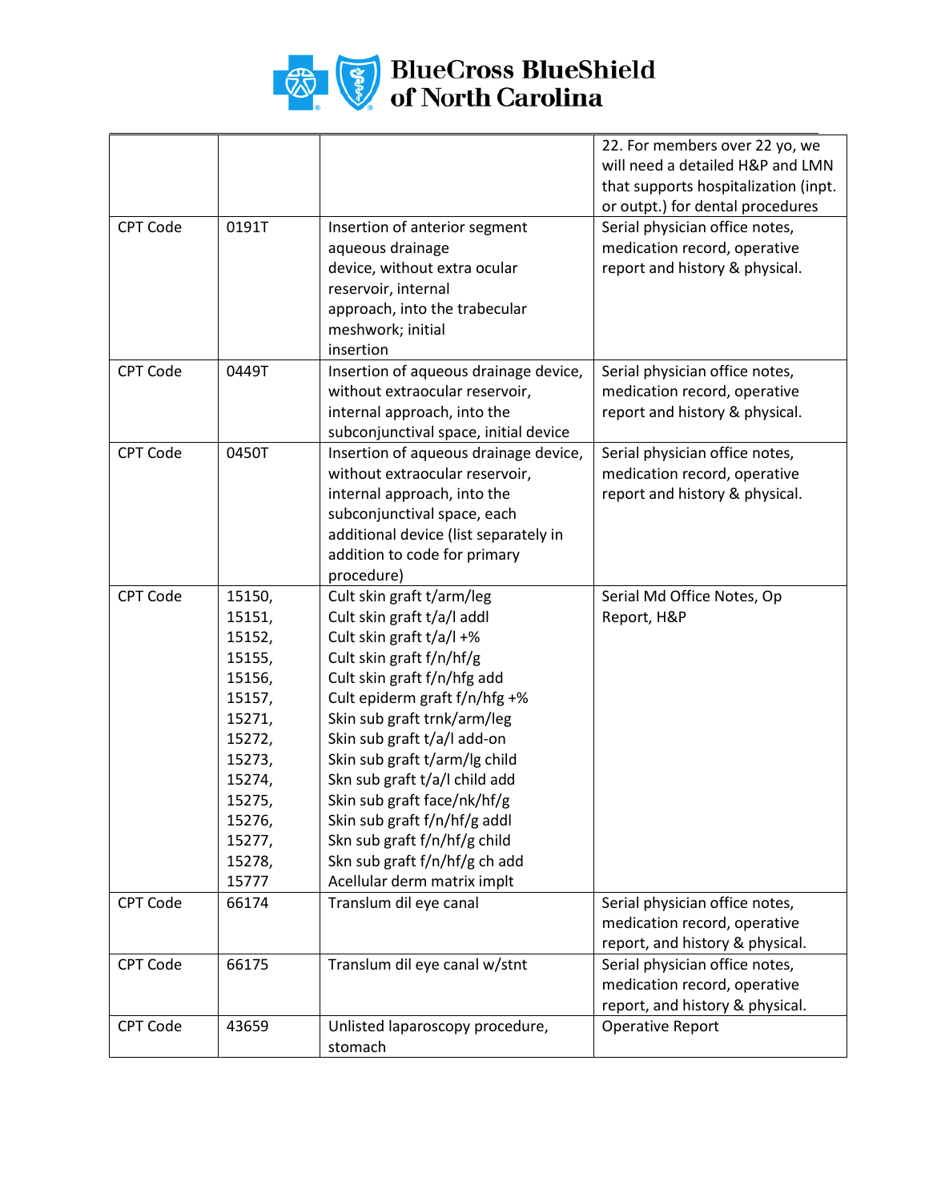| | | | |
|---|---|---|---|
| | | | 22. For members over 22 yo, we will need a detailed H&P and LMN that supports hospitalization (inpt. or outpt.) for dental procedures |
| CPT Code | 0191T | Insertion of anterior segment aqueous drainage device, without extra ocular reservoir, internal approach, into the trabecular meshwork; initial insertion | Serial physician office notes, medication record, operative report and history & physical. |
| CPT Code | 0449T | Insertion of aqueous drainage device, without extraocular reservoir, internal approach, into the subconjunctival space, initial device | Serial physician office notes, medication record, operative report and history & physical. |
| CPT Code | 0450T | Insertion of aqueous drainage device, without extraocular reservoir, internal approach, into the subconjunctival space, each additional device (list separately in addition to code for primary procedure) | Serial physician office notes, medication record, operative report and history & physical. |
| CPT Code | 15150,<br>15151,<br>15152,<br>15155,<br>15156,<br>15157,<br>15271,<br>15272,<br>15273,<br>15274,<br>15275,<br>15276,<br>15277,<br>15278,<br>15777 | Cult skin graft t/arm/leg<br>Cult skin graft t/a/l addl<br>Cult skin graft t/a/l +%<br>Cult skin graft f/n/hf/g<br>Cult skin graft f/n/hfg add<br>Cult epiderm graft f/n/hfg +%<br>Skin sub graft trnk/arm/leg<br>Skin sub graft t/a/l add-on<br>Skin sub graft t/arm/lg child<br>Skn sub graft t/a/l child add<br>Skin sub graft face/nk/hf/g<br>Skin sub graft f/n/hf/g addl<br>Skn sub graft f/n/hf/g child<br>Skn sub graft f/n/hf/g ch add<br>Acellular derm matrix implt | Serial Md Office Notes, Op Report, H&P |
| CPT Code | 66174 | Translum dil eye canal | Serial physician office notes, medication record, operative report, and history & physical. |
| CPT Code | 66175 | Translum dil eye canal w/stnt | Serial physician office notes, medication record, operative report, and history & physical. |
| CPT Code | 43659 | Unlisted laparoscopy procedure, stomach | Operative Report |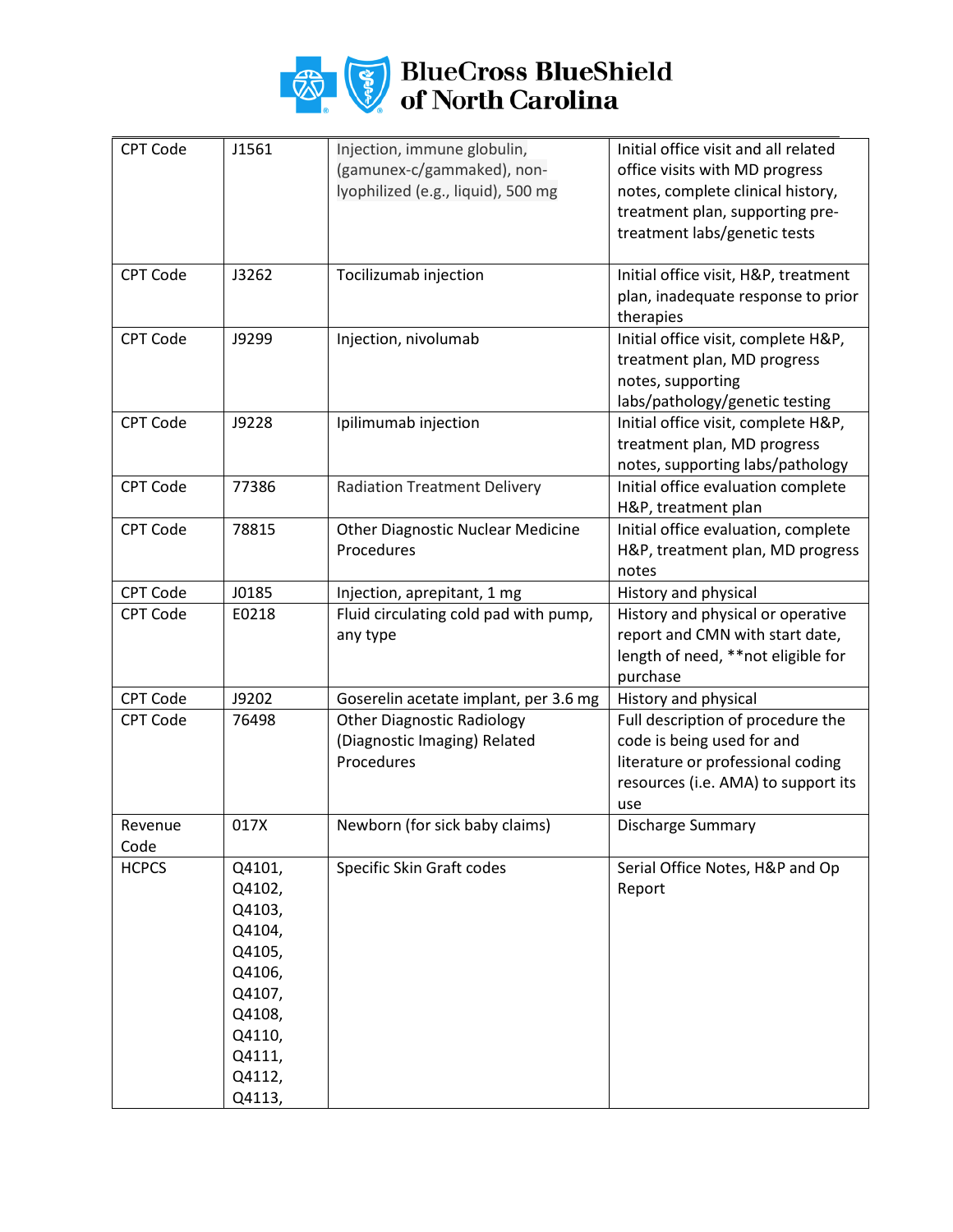| CPT Code | J1561 | Injection, immune globulin, (gamunex-c/gammaked), non-lyophilized (e.g., liquid), 500 mg | Initial office visit and all related office visits with MD progress notes, complete clinical history, treatment plan, supporting pre-treatment labs/genetic tests |
|---|---|---|---|
| CPT Code | J3262 | Tocilizumab injection | Initial office visit, H&P, treatment plan, inadequate response to prior therapies |
| CPT Code | J9299 | Injection, nivolumab | Initial office visit, complete H&P, treatment plan, MD progress notes, supporting labs/pathology/genetic testing |
| CPT Code | J9228 | Ipilimumab injection | Initial office visit, complete H&P, treatment plan, MD progress notes, supporting labs/pathology |
| CPT Code | 77386 | Radiation Treatment Delivery | Initial office evaluation complete H&P, treatment plan |
| CPT Code | 78815 | Other Diagnostic Nuclear Medicine Procedures | Initial office evaluation, complete H&P, treatment plan, MD progress notes |
| CPT Code | J0185 | Injection, aprepitant, 1 mg | History and physical |
| CPT Code | E0218 | Fluid circulating cold pad with pump, any type | History and physical or operative report and CMN with start date, length of need, **not eligible for purchase |
| CPT Code | J9202 | Goserelin acetate implant, per 3.6 mg | History and physical |
| CPT Code | 76498 | Other Diagnostic Radiology (Diagnostic Imaging) Related Procedures | Full description of procedure the code is being used for and literature or professional coding resources (i.e. AMA) to support its use |
| Revenue Code | 017X | Newborn (for sick baby claims) | Discharge Summary |
| HCPCS | Q4101, Q4102, Q4103, Q4104, Q4105, Q4106, Q4107, Q4108, Q4110, Q4111, Q4112, Q4113, | Specific Skin Graft codes | Serial Office Notes, H&P and Op Report |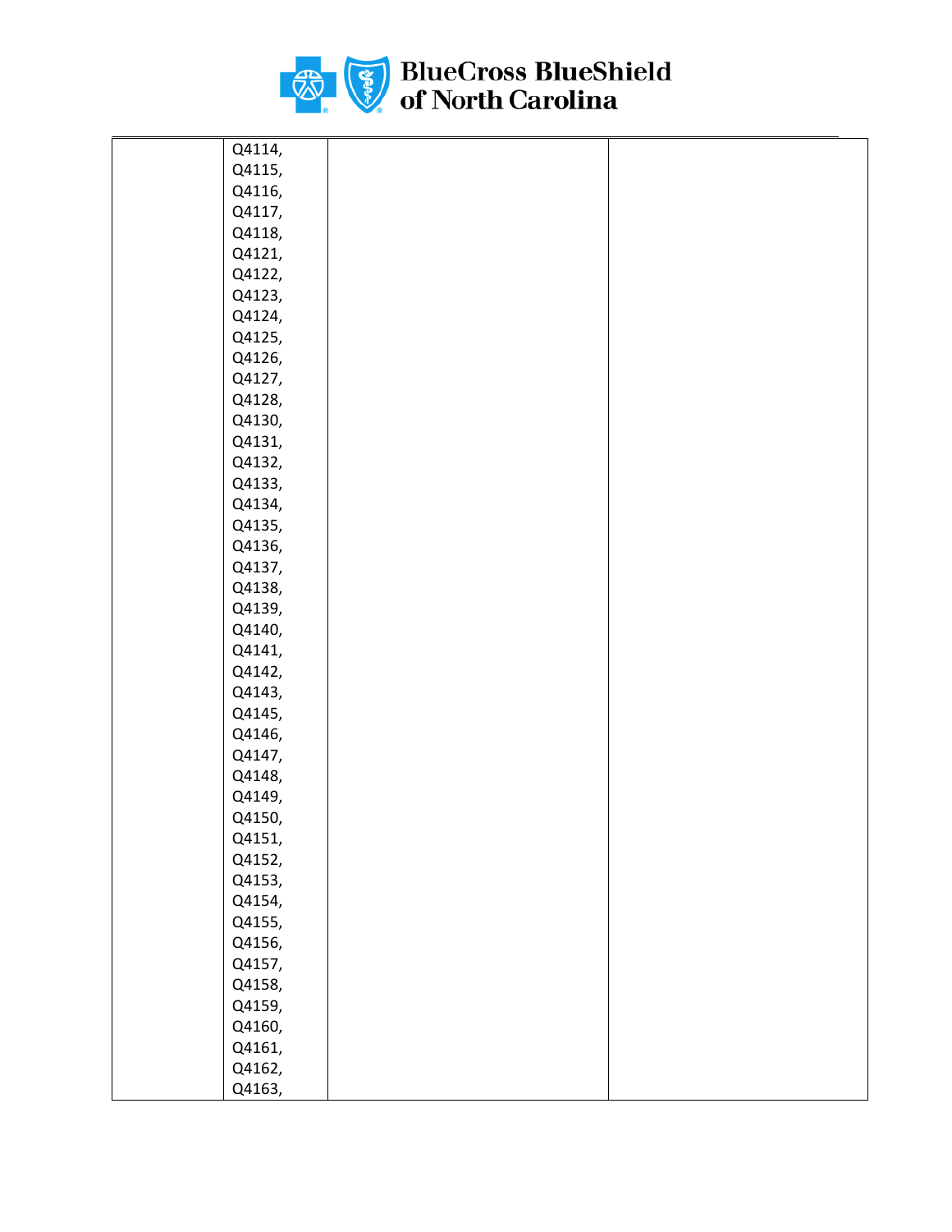| | | | |
|---|---|---|---|
| | Q4114, Q4115, Q4116, Q4117, Q4118, Q4121, Q4122, Q4123, Q4124, Q4125, Q4126, Q4127, Q4128, Q4130, Q4131, Q4132, Q4133, Q4134, Q4135, Q4136, Q4137, Q4138, Q4139, Q4140, Q4141, Q4142, Q4143, Q4145, Q4146, Q4147, Q4148, Q4149, Q4150, Q4151, Q4152, Q4153, Q4154, Q4155, Q4156, Q4157, Q4158, Q4159, Q4160, Q4161, Q4162, Q4163, | | |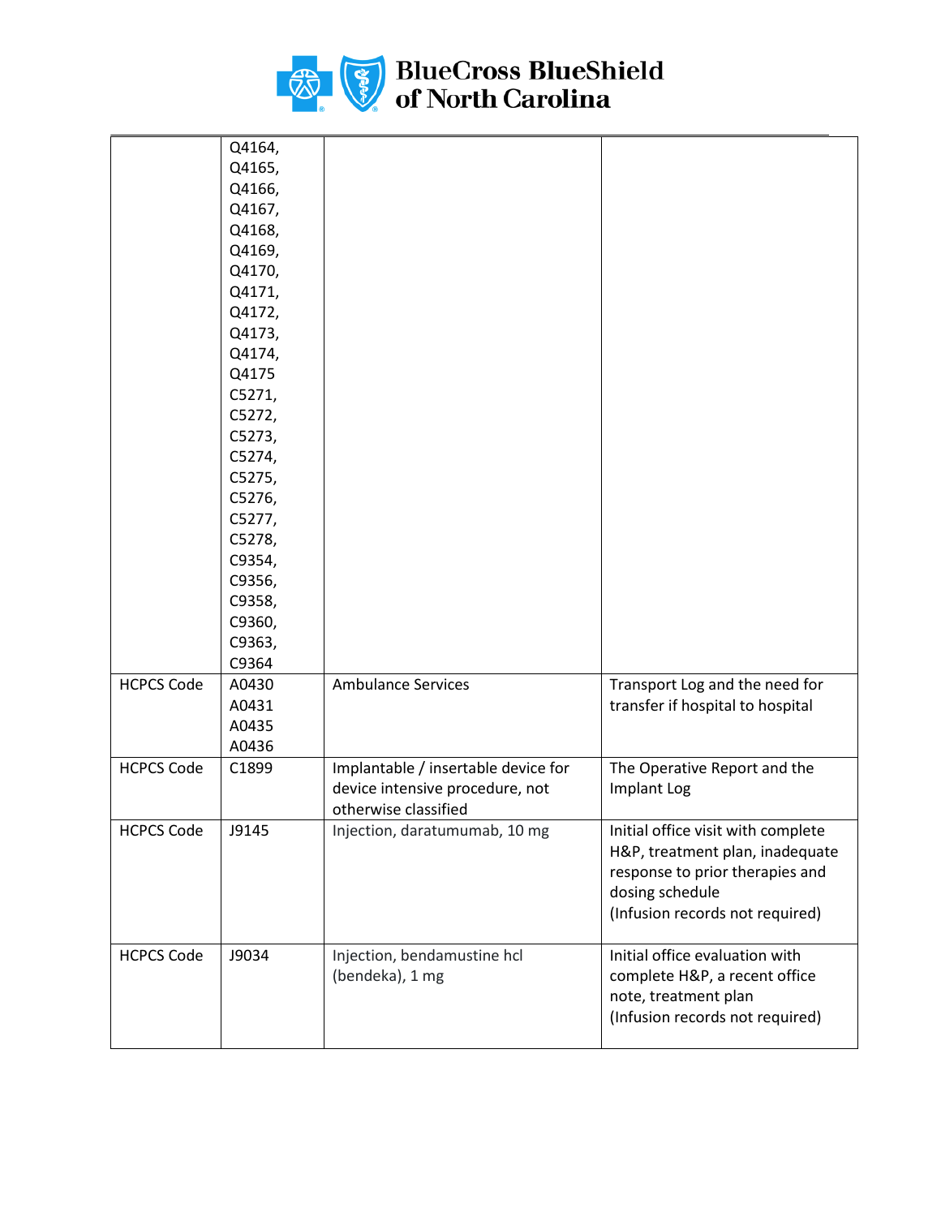| | | | |
|---|---|---|---|
| | Q4164, Q4165, Q4166, Q4167, Q4168, Q4169, Q4170, Q4171, Q4172, Q4173, Q4174, Q4175 C5271, C5272, C5273, C5274, C5275, C5276, C5277, C5278, C9354, C9356, C9358, C9360, C9363, C9364 | | |
| HCPCS Code | A0430 A0431 A0435 A0436 | Ambulance Services | Transport Log and the need for transfer if hospital to hospital |
| HCPCS Code | C1899 | Implantable / insertable device for device intensive procedure, not otherwise classified | The Operative Report and the Implant Log |
| HCPCS Code | J9145 | Injection, daratumumab, 10 mg | Initial office visit with complete H&P, treatment plan, inadequate response to prior therapies and dosing schedule (Infusion records not required) |
| HCPCS Code | J9034 | Injection, bendamustine hcl (bendeka), 1 mg | Initial office evaluation with complete H&P, a recent office note, treatment plan (Infusion records not required) |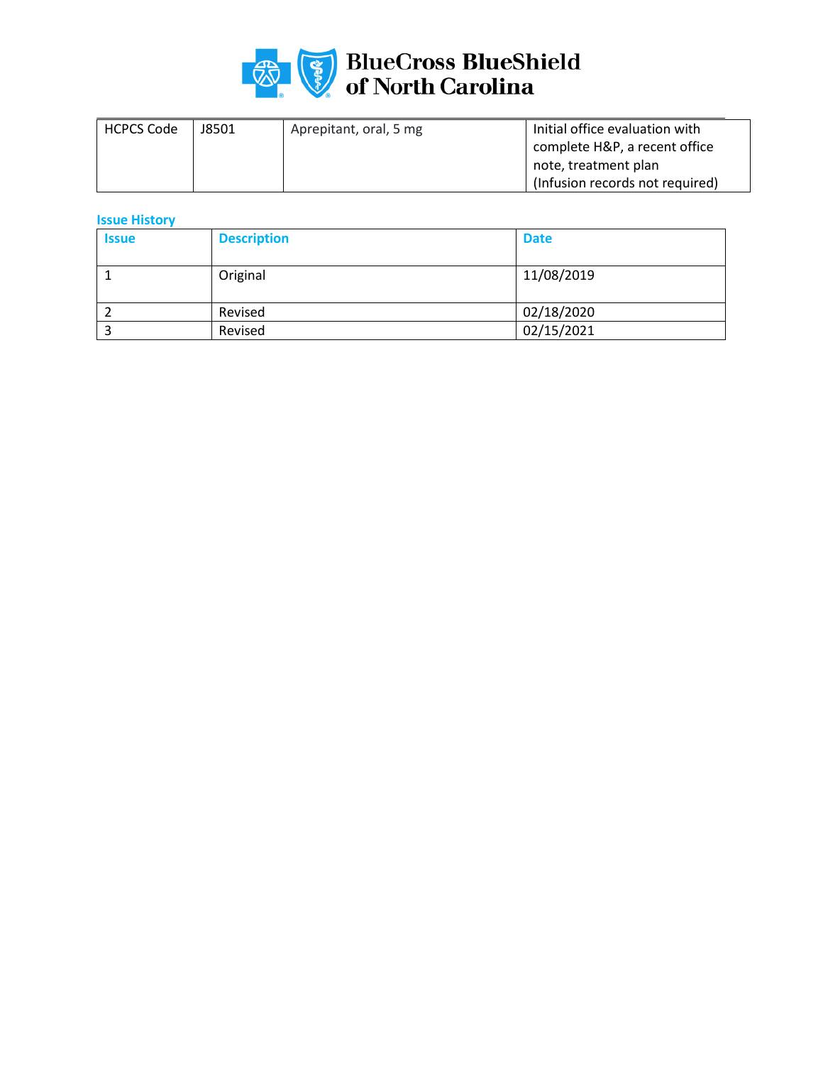| | | | |
|---|---|---|---|
| HCPCS Code | J8501 | Aprepitant, oral, 5 mg | Initial office evaluation with complete H&P, a recent office note, treatment plan (Infusion records not required) |

## Issue History

| Issue | Description | Date |
|---|---|---|
| 1 | Original | 11/08/2019 |
| 2 | Revised | 02/18/2020 |
| 3 | Revised | 02/15/2021 |